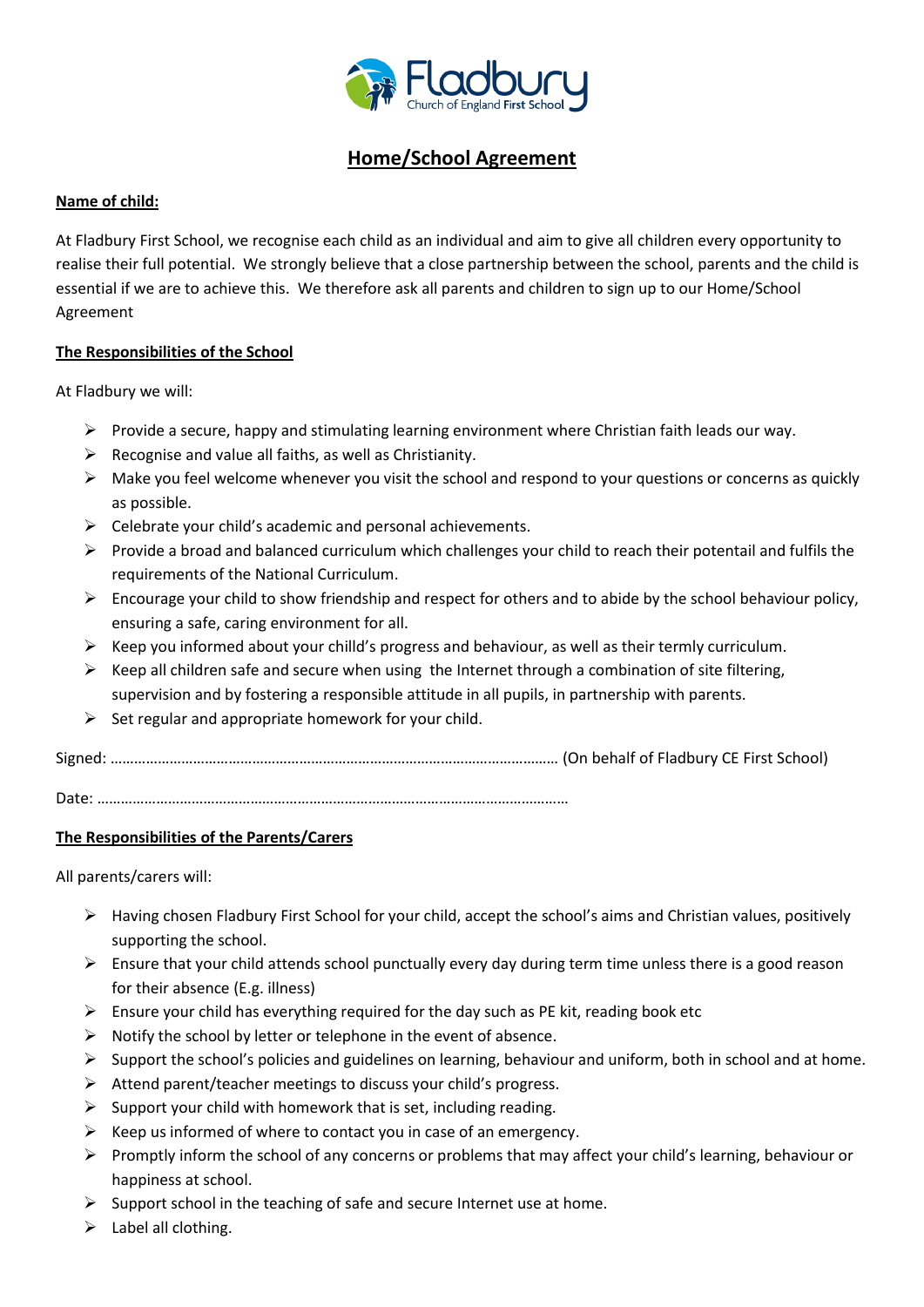# Home/School Agreement

**Name of child:**

At Fladbury First School, we recognise each child as an individual and aim to give all children every opportunity to realise their full potential. We strongly believe that a close partnership between the school, parents and the child is essential if we are to achieve this. We therefore ask all parents and children to sign up to our Home/School Agreement

## The Responsibilities of the School

At Fladbury we will:

- Provide a secure, happy and stimulating learning environment where Christian faith leads our way.
- Recognise and value all faiths, as well as Christianity.
- Make you feel welcome whenever you visit the school and respond to your questions or concerns as quickly as possible.
- Celebrate your child's academic and personal achievements.
- Provide a broad and balanced curriculum which challenges your child to reach their potentail and fulfils the requirements of the National Curriculum.
- Encourage your child to show friendship and respect for others and to abide by the school behaviour policy, ensuring a safe, caring environment for all.
- Keep you informed about your chilld's progress and behaviour, as well as their termly curriculum.
- Keep all children safe and secure when using the Internet through a combination of site filtering, supervision and by fostering a responsible attitude in all pupils, in partnership with parents.
- Set regular and appropriate homework for your child.

Signed: …………………………………………………………………………………………………… (On behalf of Fladbury CE First School)

Date: ……………………………………………………………………………………………………………

## The Responsibilities of the Parents/Carers

All parents/carers will:

- Having chosen Fladbury First School for your child, accept the school's aims and Christian values, positively supporting the school.
- Ensure that your child attends school punctually every day during term time unless there is a good reason for their absence (E.g. illness)
- Ensure your child has everything required for the day such as PE kit, reading book etc
- Notify the school by letter or telephone in the event of absence.
- Support the school's policies and guidelines on learning, behaviour and uniform, both in school and at home.
- Attend parent/teacher meetings to discuss your child's progress.
- Support your child with homework that is set, including reading.
- Keep us informed of where to contact you in case of an emergency.
- Promptly inform the school of any concerns or problems that may affect your child's learning, behaviour or happiness at school.
- Support school in the teaching of safe and secure Internet use at home.
- Label all clothing.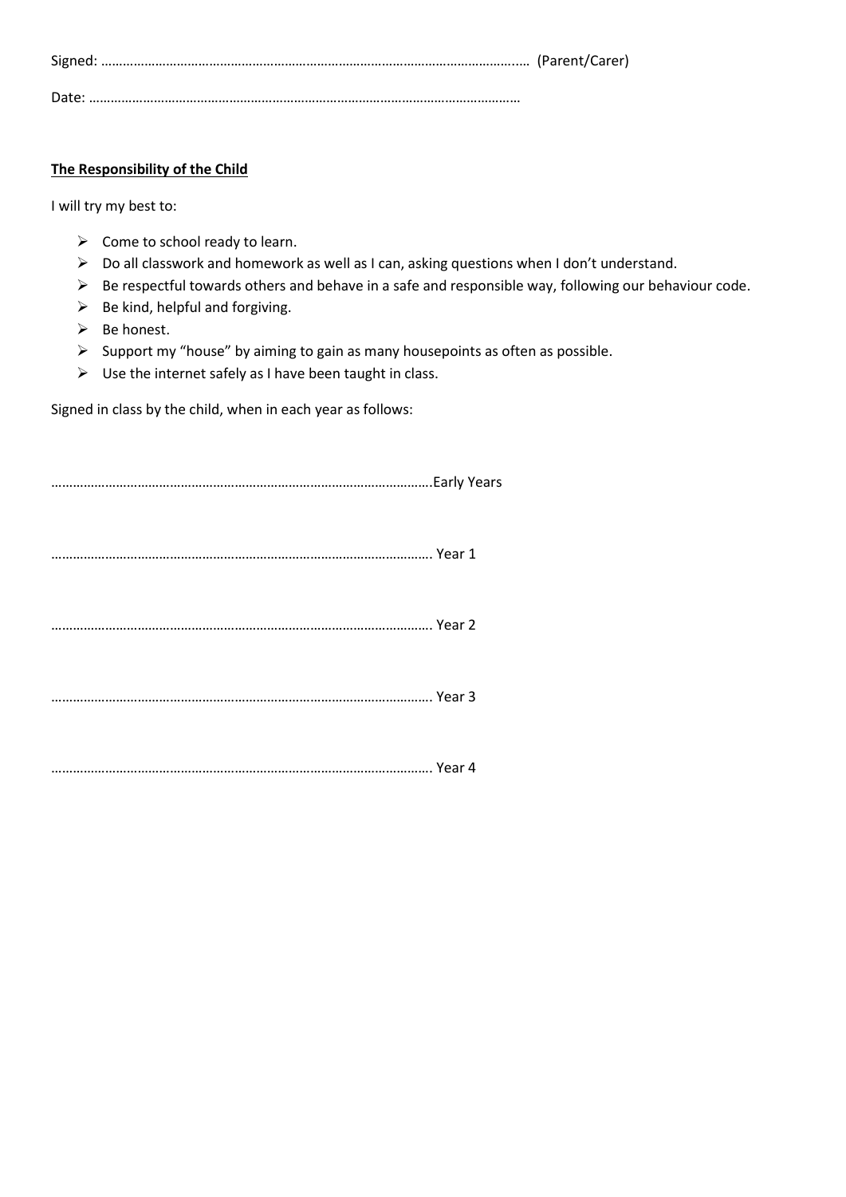Signed: ……………………………………………………………………………………………………….… (Parent/Carer)

Date: …………………………………………………………………………………………………………

**<u>The Responsibility of the Child</u>**

I will try my best to:

- Come to school ready to learn.
- Do all classwork and homework as well as I can, asking questions when I don't understand.
- Be respectful towards others and behave in a safe and responsible way, following our behaviour code.
- Be kind, helpful and forgiving.
- Be honest.
- Support my "house" by aiming to gain as many housepoints as often as possible.
- Use the internet safely as I have been taught in class.

Signed in class by the child, when in each year as follows:

…………………………………………………………………………………………….Early Years

……………………………………………………………………………………………. Year 1

……………………………………………………………………………………………. Year 2

……………………………………………………………………………………………. Year 3

……………………………………………………………………………………………. Year 4